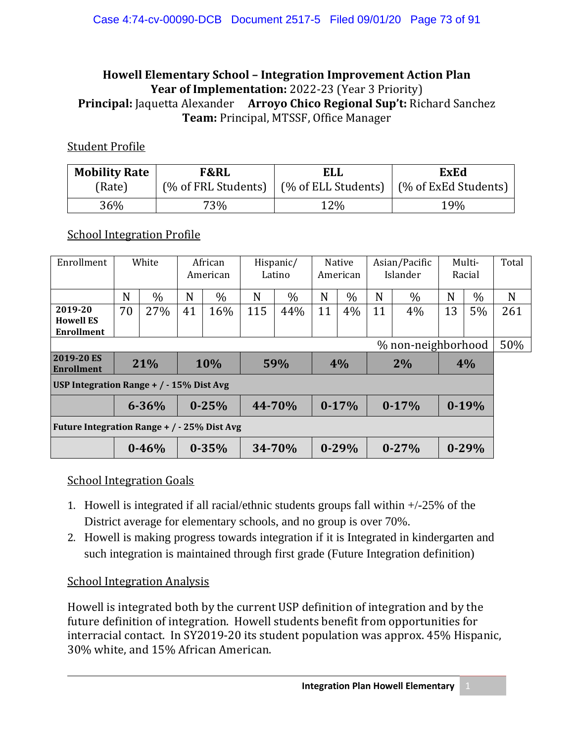# Howell Elementary School – Integration Improvement Action Plan

**Year of Implementation:** 2022-23 (Year 3 Priority)
**Principal:** Jaquetta Alexander **Arroyo Chico Regional Sup't:** Richard Sanchez
**Team:** Principal, MTSSF, Office Manager

Student Profile

| Mobility Rate (Rate) | F&RL (% of FRL Students) | ELL (% of ELL Students) | ExEd (% of ExEd Students) |
|---|---|---|---|
| 36% | 73% | 12% | 19% |

School Integration Profile

| Enrollment | White | | African American | | Hispanic/ Latino | | Native American | | Asian/Pacific Islander | | Multi-Racial | | Total |
|---|---|---|---|---|---|---|---|---|---|---|---|---|---|
| | N | % | N | % | N | % | N | % | N | % | N | % | N |
| **2019-20 Howell ES Enrollment** | 70 | 27% | 41 | 16% | 115 | 44% | 11 | 4% | 11 | 4% | 13 | 5% | 261 |
| | | | | | | | | | | | % non-neighborhood | | 50% |
| **2019-20 ES Enrollment** | **21%** | | **10%** | | **59%** | | **4%** | | **2%** | | **4%** | | |
| **USP Integration Range + / - 15% Dist Avg** | | | | | | | | | | | | | |
| | **6-36%** | | **0-25%** | | **44-70%** | | **0-17%** | | **0-17%** | | **0-19%** | | |
| **Future Integration Range + / - 25% Dist Avg** | | | | | | | | | | | | | |
| | **0-46%** | | **0-35%** | | **34-70%** | | **0-29%** | | **0-27%** | | **0-29%** | | |

School Integration Goals

1. Howell is integrated if all racial/ethnic students groups fall within +/-25% of the District average for elementary schools, and no group is over 70%.
2. Howell is making progress towards integration if it is Integrated in kindergarten and such integration is maintained through first grade (Future Integration definition)

School Integration Analysis

Howell is integrated both by the current USP definition of integration and by the future definition of integration. Howell students benefit from opportunities for interracial contact. In SY2019-20 its student population was approx. 45% Hispanic, 30% white, and 15% African American.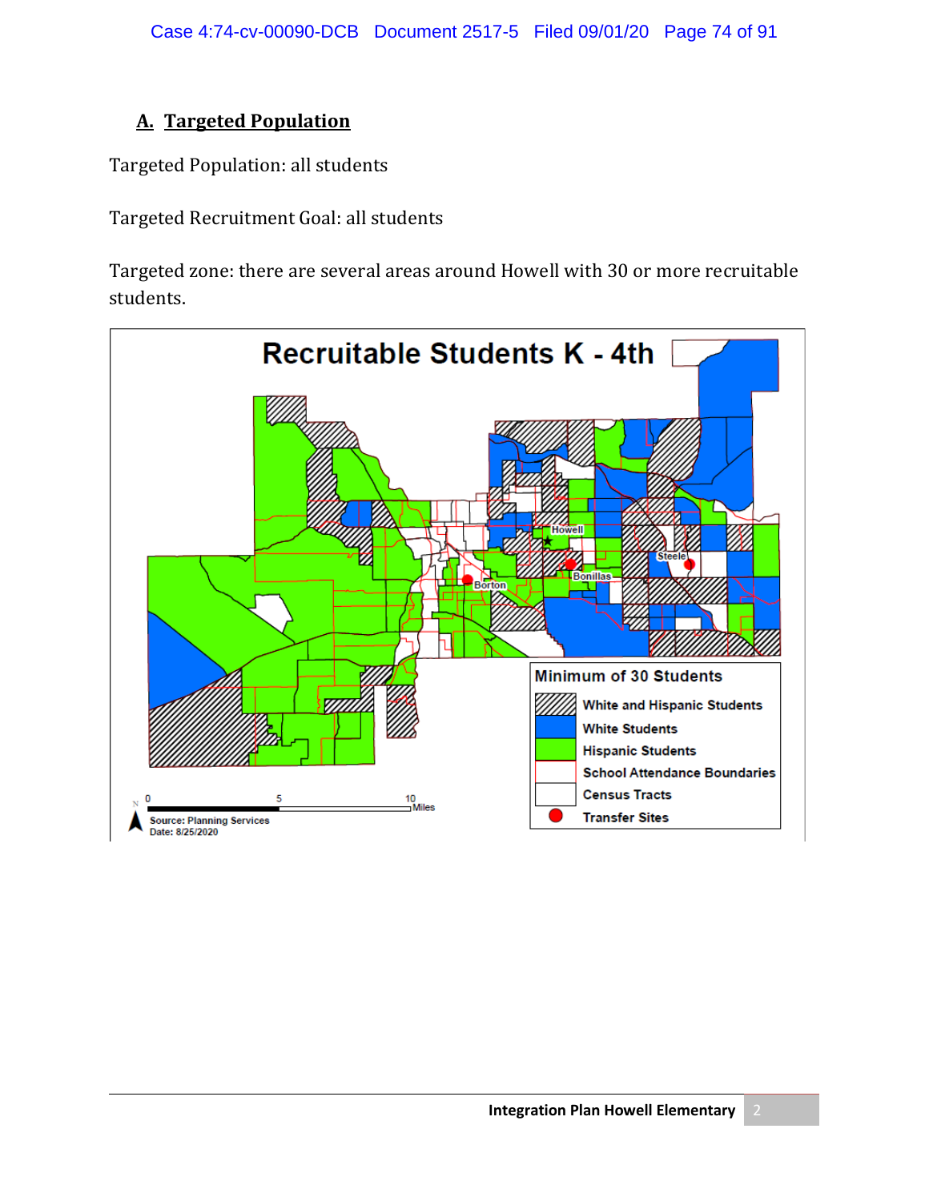## A. Targeted Population

Targeted Population: all students

Targeted Recruitment Goal: all students

Targeted zone: there are several areas around Howell with 30 or more recruitable students.

Recruitable Students K - 4th

Howell
Steele
Bonillas
Borton

Minimum of 30 Students
White and Hispanic Students
White Students
Hispanic Students
School Attendance Boundaries
Census Tracts
Transfer Sites

0 5 10 Miles

N

Source: Planning Services
Date: 8/25/2020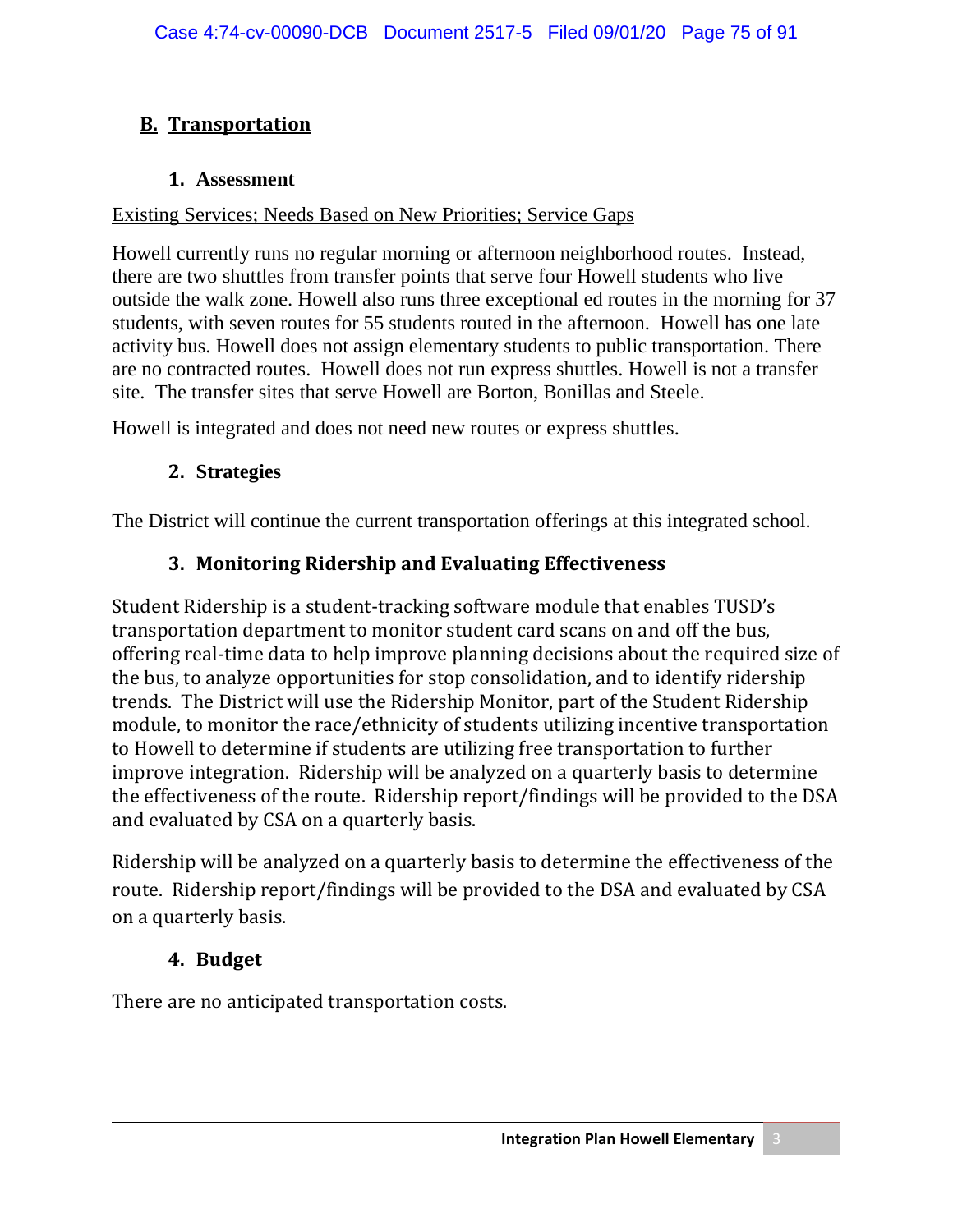## B. Transportation

### 1. Assessment

Existing Services; Needs Based on New Priorities; Service Gaps

Howell currently runs no regular morning or afternoon neighborhood routes. Instead, there are two shuttles from transfer points that serve four Howell students who live outside the walk zone. Howell also runs three exceptional ed routes in the morning for 37 students, with seven routes for 55 students routed in the afternoon. Howell has one late activity bus. Howell does not assign elementary students to public transportation. There are no contracted routes. Howell does not run express shuttles. Howell is not a transfer site. The transfer sites that serve Howell are Borton, Bonillas and Steele.

Howell is integrated and does not need new routes or express shuttles.

### 2. Strategies

The District will continue the current transportation offerings at this integrated school.

### 3. Monitoring Ridership and Evaluating Effectiveness

Student Ridership is a student-tracking software module that enables TUSD's transportation department to monitor student card scans on and off the bus, offering real-time data to help improve planning decisions about the required size of the bus, to analyze opportunities for stop consolidation, and to identify ridership trends. The District will use the Ridership Monitor, part of the Student Ridership module, to monitor the race/ethnicity of students utilizing incentive transportation to Howell to determine if students are utilizing free transportation to further improve integration. Ridership will be analyzed on a quarterly basis to determine the effectiveness of the route. Ridership report/findings will be provided to the DSA and evaluated by CSA on a quarterly basis.

Ridership will be analyzed on a quarterly basis to determine the effectiveness of the route. Ridership report/findings will be provided to the DSA and evaluated by CSA on a quarterly basis.

### 4. Budget

There are no anticipated transportation costs.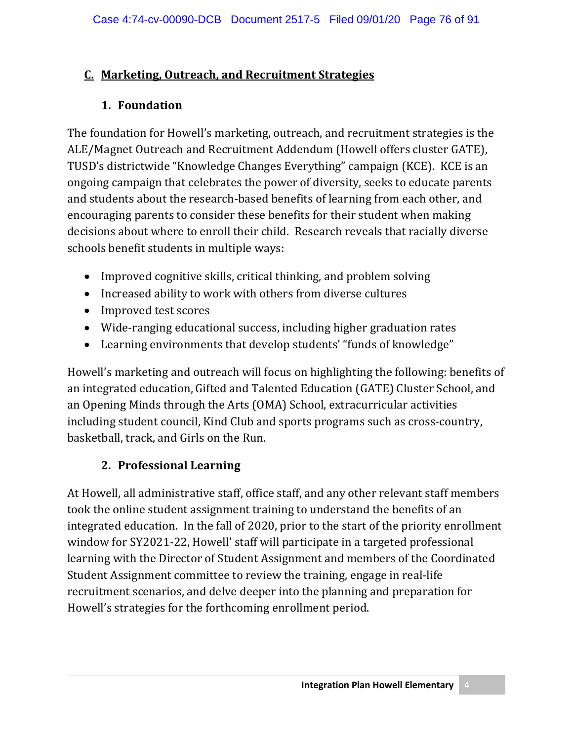## C. Marketing, Outreach, and Recruitment Strategies

### 1. Foundation

The foundation for Howell's marketing, outreach, and recruitment strategies is the ALE/Magnet Outreach and Recruitment Addendum (Howell offers cluster GATE), TUSD's districtwide "Knowledge Changes Everything" campaign (KCE). KCE is an ongoing campaign that celebrates the power of diversity, seeks to educate parents and students about the research-based benefits of learning from each other, and encouraging parents to consider these benefits for their student when making decisions about where to enroll their child. Research reveals that racially diverse schools benefit students in multiple ways:

- Improved cognitive skills, critical thinking, and problem solving
- Increased ability to work with others from diverse cultures
- Improved test scores
- Wide-ranging educational success, including higher graduation rates
- Learning environments that develop students' "funds of knowledge"

Howell's marketing and outreach will focus on highlighting the following: benefits of an integrated education, Gifted and Talented Education (GATE) Cluster School, and an Opening Minds through the Arts (OMA) School, extracurricular activities including student council, Kind Club and sports programs such as cross-country, basketball, track, and Girls on the Run.

### 2. Professional Learning

At Howell, all administrative staff, office staff, and any other relevant staff members took the online student assignment training to understand the benefits of an integrated education. In the fall of 2020, prior to the start of the priority enrollment window for SY2021-22, Howell' staff will participate in a targeted professional learning with the Director of Student Assignment and members of the Coordinated Student Assignment committee to review the training, engage in real-life recruitment scenarios, and delve deeper into the planning and preparation for Howell's strategies for the forthcoming enrollment period.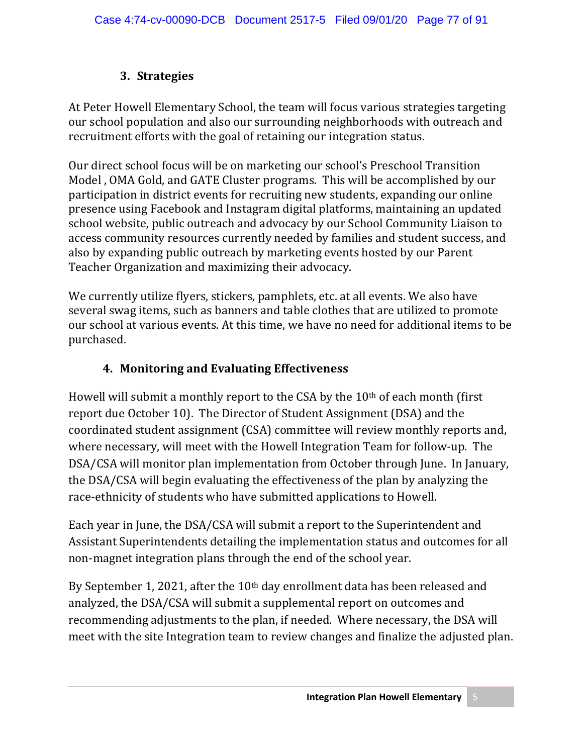### 3. Strategies

At Peter Howell Elementary School, the team will focus various strategies targeting our school population and also our surrounding neighborhoods with outreach and recruitment efforts with the goal of retaining our integration status.

Our direct school focus will be on marketing our school's Preschool Transition Model , OMA Gold, and GATE Cluster programs. This will be accomplished by our participation in district events for recruiting new students, expanding our online presence using Facebook and Instagram digital platforms, maintaining an updated school website, public outreach and advocacy by our School Community Liaison to access community resources currently needed by families and student success, and also by expanding public outreach by marketing events hosted by our Parent Teacher Organization and maximizing their advocacy.

We currently utilize flyers, stickers, pamphlets, etc. at all events. We also have several swag items, such as banners and table clothes that are utilized to promote our school at various events. At this time, we have no need for additional items to be purchased.

### 4. Monitoring and Evaluating Effectiveness

Howell will submit a monthly report to the CSA by the 10th of each month (first report due October 10). The Director of Student Assignment (DSA) and the coordinated student assignment (CSA) committee will review monthly reports and, where necessary, will meet with the Howell Integration Team for follow-up. The DSA/CSA will monitor plan implementation from October through June. In January, the DSA/CSA will begin evaluating the effectiveness of the plan by analyzing the race-ethnicity of students who have submitted applications to Howell.

Each year in June, the DSA/CSA will submit a report to the Superintendent and Assistant Superintendents detailing the implementation status and outcomes for all non-magnet integration plans through the end of the school year.

By September 1, 2021, after the 10th day enrollment data has been released and analyzed, the DSA/CSA will submit a supplemental report on outcomes and recommending adjustments to the plan, if needed. Where necessary, the DSA will meet with the site Integration team to review changes and finalize the adjusted plan.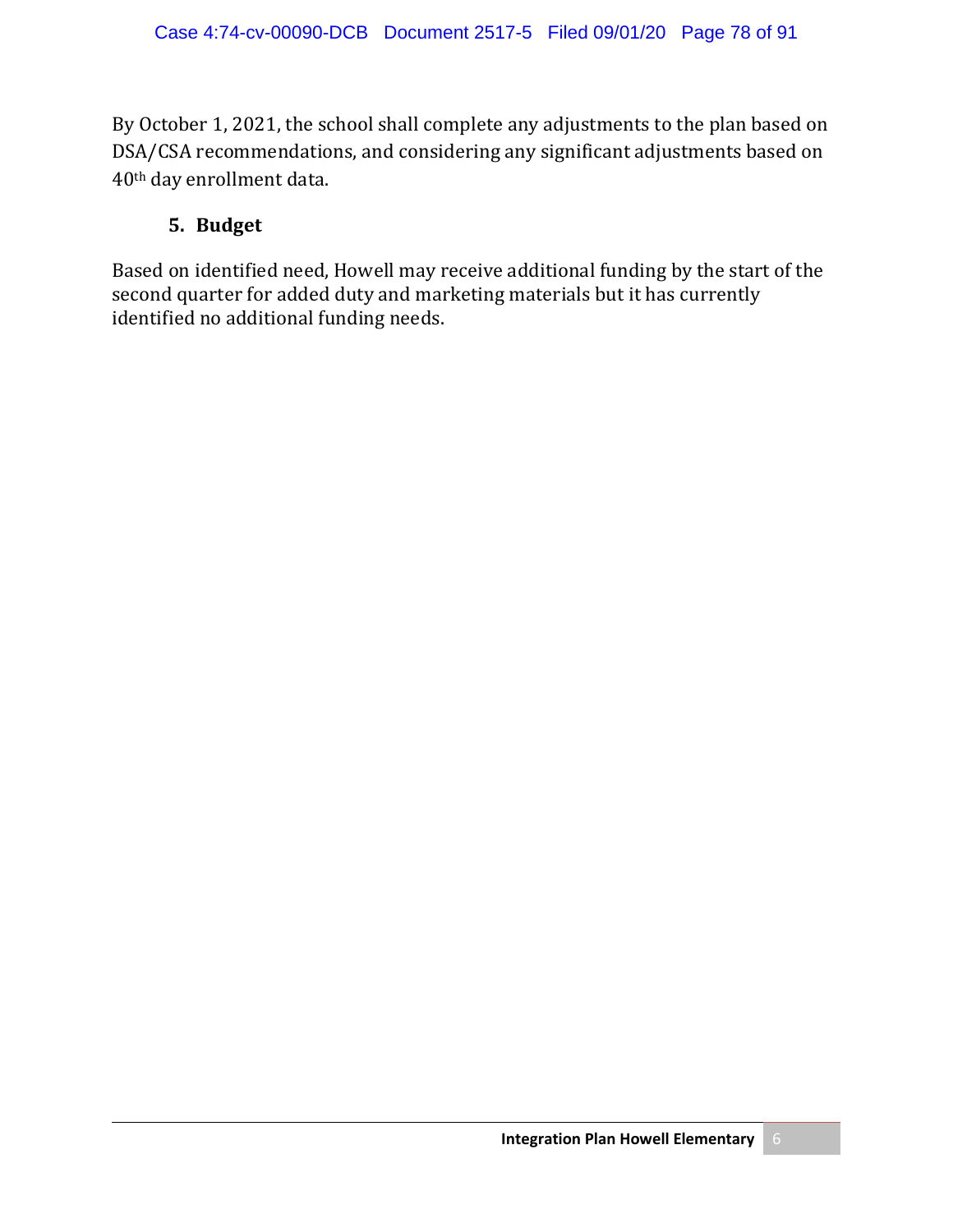By October 1, 2021, the school shall complete any adjustments to the plan based on DSA/CSA recommendations, and considering any significant adjustments based on 40th day enrollment data.

### 5. Budget

Based on identified need, Howell may receive additional funding by the start of the second quarter for added duty and marketing materials but it has currently identified no additional funding needs.